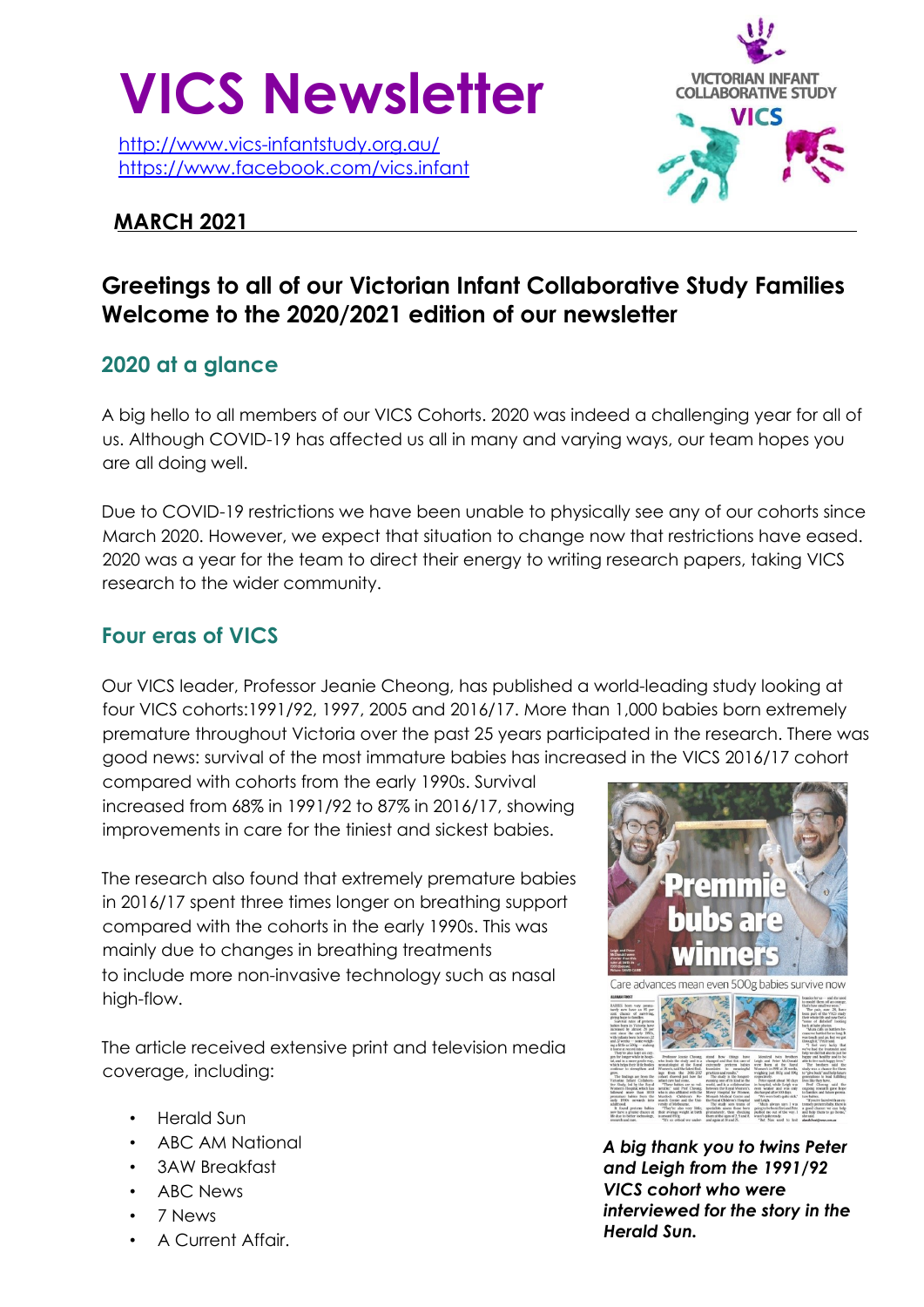# VICS Newsletter

http://www.vics-infantstudy.org.au/
https://www.facebook.com/vics.infant

**MARCH 2021**

## Greetings to all of our Victorian Infant Collaborative Study Families Welcome to the 2020/2021 edition of our newsletter

### 2020 at a glance

A big hello to all members of our VICS Cohorts. 2020 was indeed a challenging year for all of us. Although COVID-19 has affected us all in many and varying ways, our team hopes you are all doing well.

Due to COVID-19 restrictions we have been unable to physically see any of our cohorts since March 2020. However, we expect that situation to change now that restrictions have eased. 2020 was a year for the team to direct their energy to writing research papers, taking VICS research to the wider community.

### Four eras of VICS

Our VICS leader, Professor Jeanie Cheong, has published a world-leading study looking at four VICS cohorts:1991/92, 1997, 2005 and 2016/17. More than 1,000 babies born extremely premature throughout Victoria over the past 25 years participated in the research. There was good news: survival of the most immature babies has increased in the VICS 2016/17 cohort compared with cohorts from the early 1990s. Survival increased from 68% in 1991/92 to 87% in 2016/17, showing improvements in care for the tiniest and sickest babies.

The research also found that extremely premature babies in 2016/17 spent three times longer on breathing support compared with the cohorts in the early 1990s. This was mainly due to changes in breathing treatments to include more non-invasive technology such as nasal high-flow.

The article received extensive print and television media coverage, including:

- Herald Sun
- ABC AM National
- 3AW Breakfast
- ABC News
- 7 News
- A Current Affair.

***A big thank you to twins Peter and Leigh from the 1991/92 VICS cohort who were interviewed for the story in the Herald Sun.***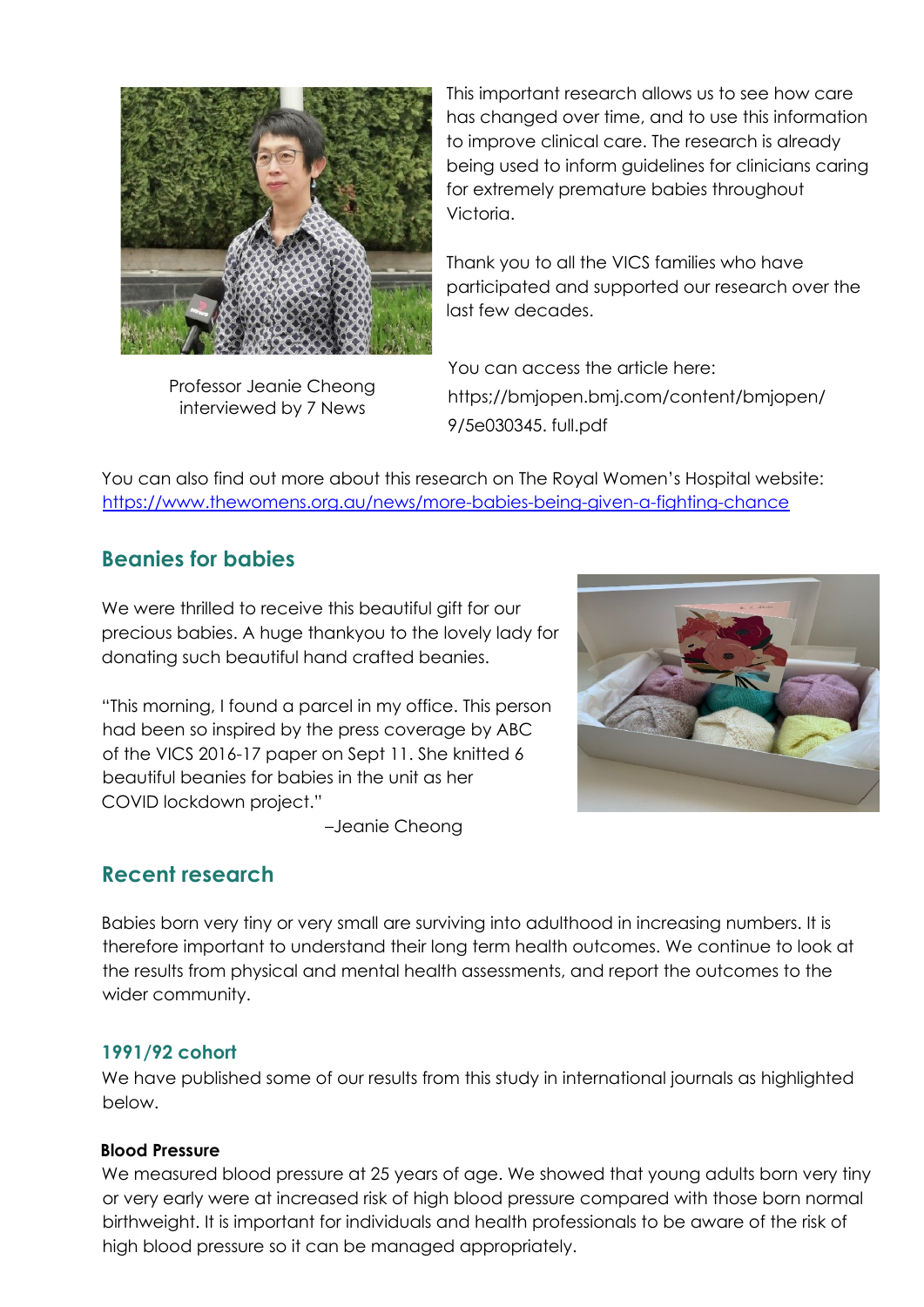Professor Jeanie Cheong interviewed by 7 News

This important research allows us to see how care has changed over time, and to use this information to improve clinical care. The research is already being used to inform guidelines for clinicians caring for extremely premature babies throughout Victoria.

Thank you to all the VICS families who have participated and supported our research over the last few decades.

You can access the article here: https://bmjopen.bmj.com/content/bmjopen/9/5e030345. full.pdf

You can also find out more about this research on The Royal Women's Hospital website: https://www.thewomens.org.au/news/more-babies-being-given-a-fighting-chance

## Beanies for babies

We were thrilled to receive this beautiful gift for our precious babies. A huge thankyou to the lovely lady for donating such beautiful hand crafted beanies.

"This morning, I found a parcel in my office. This person had been so inspired by the press coverage by ABC of the VICS 2016-17 paper on Sept 11. She knitted 6 beautiful beanies for babies in the unit as her COVID lockdown project."

–Jeanie Cheong

## Recent research

Babies born very tiny or very small are surviving into adulthood in increasing numbers. It is therefore important to understand their long term health outcomes. We continue to look at the results from physical and mental health assessments, and report the outcomes to the wider community.

### 1991/92 cohort

We have published some of our results from this study in international journals as highlighted below.

**Blood Pressure**

We measured blood pressure at 25 years of age. We showed that young adults born very tiny or very early were at increased risk of high blood pressure compared with those born normal birthweight. It is important for individuals and health professionals to be aware of the risk of high blood pressure so it can be managed appropriately.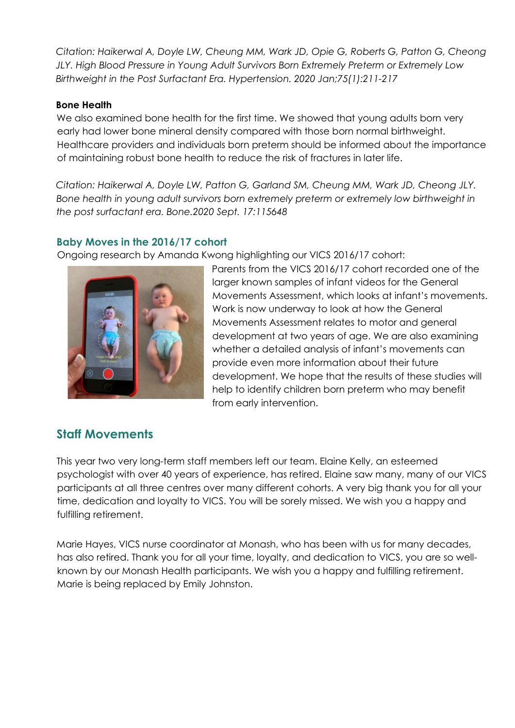*Citation: Haikerwal A, Doyle LW, Cheung MM, Wark JD, Opie G, Roberts G, Patton G, Cheong JLY. High Blood Pressure in Young Adult Survivors Born Extremely Preterm or Extremely Low Birthweight in the Post Surfactant Era. Hypertension. 2020 Jan;75(1):211-217*

**Bone Health**

We also examined bone health for the first time. We showed that young adults born very early had lower bone mineral density compared with those born normal birthweight. Healthcare providers and individuals born preterm should be informed about the importance of maintaining robust bone health to reduce the risk of fractures in later life.

*Citation: Haikerwal A, Doyle LW, Patton G, Garland SM, Cheung MM, Wark JD, Cheong JLY. Bone health in young adult survivors born extremely preterm or extremely low birthweight in the post surfactant era. Bone.2020 Sept. 17:115648*

### Baby Moves in the 2016/17 cohort

Ongoing research by Amanda Kwong highlighting our VICS 2016/17 cohort:

Parents from the VICS 2016/17 cohort recorded one of the larger known samples of infant videos for the General Movements Assessment, which looks at infant's movements. Work is now underway to look at how the General Movements Assessment relates to motor and general development at two years of age. We are also examining whether a detailed analysis of infant's movements can provide even more information about their future development. We hope that the results of these studies will help to identify children born preterm who may benefit from early intervention.

## Staff Movements

This year two very long-term staff members left our team. Elaine Kelly, an esteemed psychologist with over 40 years of experience, has retired. Elaine saw many, many of our VICS participants at all three centres over many different cohorts. A very big thank you for all your time, dedication and loyalty to VICS. You will be sorely missed. We wish you a happy and fulfilling retirement.

Marie Hayes, VICS nurse coordinator at Monash, who has been with us for many decades, has also retired. Thank you for all your time, loyalty, and dedication to VICS, you are so well-known by our Monash Health participants. We wish you a happy and fulfilling retirement. Marie is being replaced by Emily Johnston.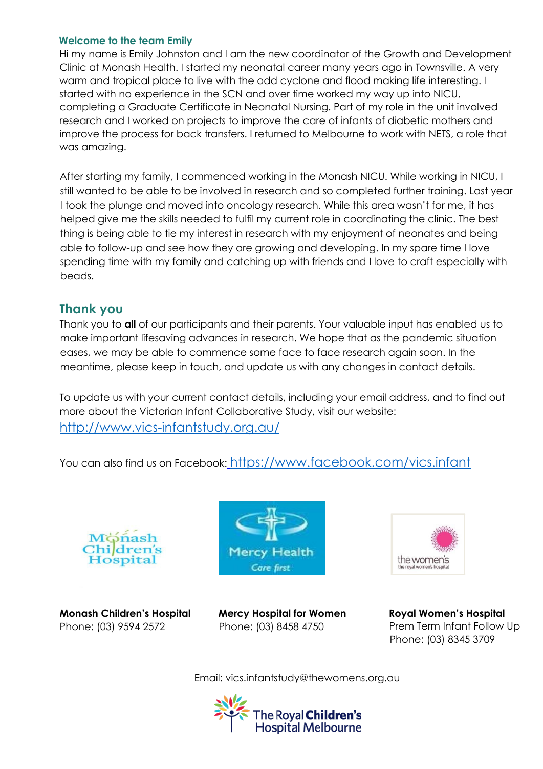### Welcome to the team Emily

Hi my name is Emily Johnston and I am the new coordinator of the Growth and Development Clinic at Monash Health. I started my neonatal career many years ago in Townsville. A very warm and tropical place to live with the odd cyclone and flood making life interesting. I started with no experience in the SCN and over time worked my way up into NICU, completing a Graduate Certificate in Neonatal Nursing. Part of my role in the unit involved research and I worked on projects to improve the care of infants of diabetic mothers and improve the process for back transfers. I returned to Melbourne to work with NETS, a role that was amazing.

After starting my family, I commenced working in the Monash NICU. While working in NICU, I still wanted to be able to be involved in research and so completed further training. Last year I took the plunge and moved into oncology research. While this area wasn't for me, it has helped give me the skills needed to fulfil my current role in coordinating the clinic. The best thing is being able to tie my interest in research with my enjoyment of neonates and being able to follow-up and see how they are growing and developing. In my spare time I love spending time with my family and catching up with friends and I love to craft especially with beads.

## Thank you

Thank you to **all** of our participants and their parents. Your valuable input has enabled us to make important lifesaving advances in research. We hope that as the pandemic situation eases, we may be able to commence some face to face research again soon. In the meantime, please keep in touch, and update us with any changes in contact details.

To update us with your current contact details, including your email address, and to find out more about the Victorian Infant Collaborative Study, visit our website: http://www.vics-infantstudy.org.au/

You can also find us on Facebook: https://www.facebook.com/vics.infant

**Monash Children's Hospital**
Phone: (03) 9594 2572

**Mercy Hospital for Women**
Phone: (03) 8458 4750

**Royal Women's Hospital**
Prem Term Infant Follow Up
Phone: (03) 8345 3709

Email: vics.infantstudy@thewomens.org.au